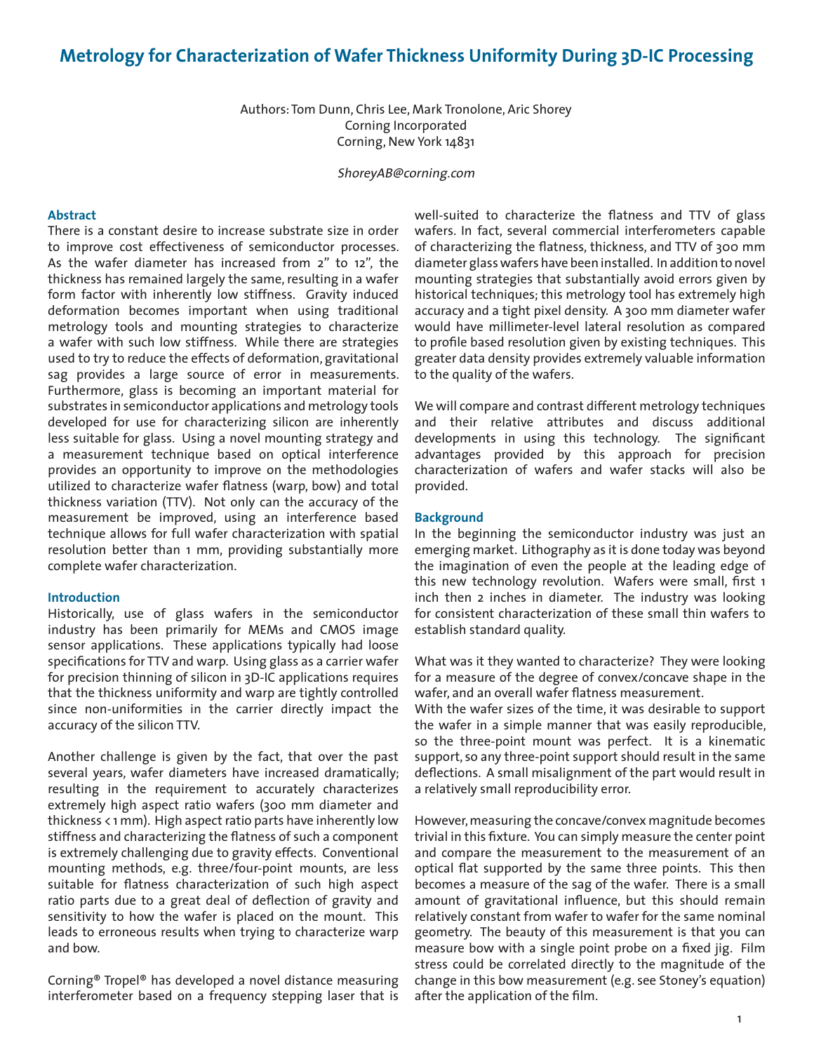# Metrology for Characterization of Wafer Thickness Uniformity During 3D-IC Processing

Authors: Tom Dunn, Chris Lee, Mark Tronolone, Aric Shorey
Corning Incorporated
Corning, New York 14831

*ShoreyAB@corning.com*

## Abstract

There is a constant desire to increase substrate size in order to improve cost effectiveness of semiconductor processes. As the wafer diameter has increased from 2" to 12", the thickness has remained largely the same, resulting in a wafer form factor with inherently low stiffness. Gravity induced deformation becomes important when using traditional metrology tools and mounting strategies to characterize a wafer with such low stiffness. While there are strategies used to try to reduce the effects of deformation, gravitational sag provides a large source of error in measurements. Furthermore, glass is becoming an important material for substrates in semiconductor applications and metrology tools developed for use for characterizing silicon are inherently less suitable for glass. Using a novel mounting strategy and a measurement technique based on optical interference provides an opportunity to improve on the methodologies utilized to characterize wafer flatness (warp, bow) and total thickness variation (TTV). Not only can the accuracy of the measurement be improved, using an interference based technique allows for full wafer characterization with spatial resolution better than 1 mm, providing substantially more complete wafer characterization.

## Introduction

Historically, use of glass wafers in the semiconductor industry has been primarily for MEMs and CMOS image sensor applications. These applications typically had loose specifications for TTV and warp. Using glass as a carrier wafer for precision thinning of silicon in 3D-IC applications requires that the thickness uniformity and warp are tightly controlled since non-uniformities in the carrier directly impact the accuracy of the silicon TTV.

Another challenge is given by the fact, that over the past several years, wafer diameters have increased dramatically; resulting in the requirement to accurately characterizes extremely high aspect ratio wafers (300 mm diameter and thickness < 1 mm). High aspect ratio parts have inherently low stiffness and characterizing the flatness of such a component is extremely challenging due to gravity effects. Conventional mounting methods, e.g. three/four-point mounts, are less suitable for flatness characterization of such high aspect ratio parts due to a great deal of deflection of gravity and sensitivity to how the wafer is placed on the mount. This leads to erroneous results when trying to characterize warp and bow.

Corning® Tropel® has developed a novel distance measuring interferometer based on a frequency stepping laser that is well-suited to characterize the flatness and TTV of glass wafers. In fact, several commercial interferometers capable of characterizing the flatness, thickness, and TTV of 300 mm diameter glass wafers have been installed. In addition to novel mounting strategies that substantially avoid errors given by historical techniques; this metrology tool has extremely high accuracy and a tight pixel density. A 300 mm diameter wafer would have millimeter-level lateral resolution as compared to profile based resolution given by existing techniques. This greater data density provides extremely valuable information to the quality of the wafers.

We will compare and contrast different metrology techniques and their relative attributes and discuss additional developments in using this technology. The significant advantages provided by this approach for precision characterization of wafers and wafer stacks will also be provided.

## Background

In the beginning the semiconductor industry was just an emerging market. Lithography as it is done today was beyond the imagination of even the people at the leading edge of this new technology revolution. Wafers were small, first 1 inch then 2 inches in diameter. The industry was looking for consistent characterization of these small thin wafers to establish standard quality.

What was it they wanted to characterize? They were looking for a measure of the degree of convex/concave shape in the wafer, and an overall wafer flatness measurement.
With the wafer sizes of the time, it was desirable to support the wafer in a simple manner that was easily reproducible, so the three-point mount was perfect. It is a kinematic support, so any three-point support should result in the same deflections. A small misalignment of the part would result in a relatively small reproducibility error.

However, measuring the concave/convex magnitude becomes trivial in this fixture. You can simply measure the center point and compare the measurement to the measurement of an optical flat supported by the same three points. This then becomes a measure of the sag of the wafer. There is a small amount of gravitational influence, but this should remain relatively constant from wafer to wafer for the same nominal geometry. The beauty of this measurement is that you can measure bow with a single point probe on a fixed jig. Film stress could be correlated directly to the magnitude of the change in this bow measurement (e.g. see Stoney's equation) after the application of the film.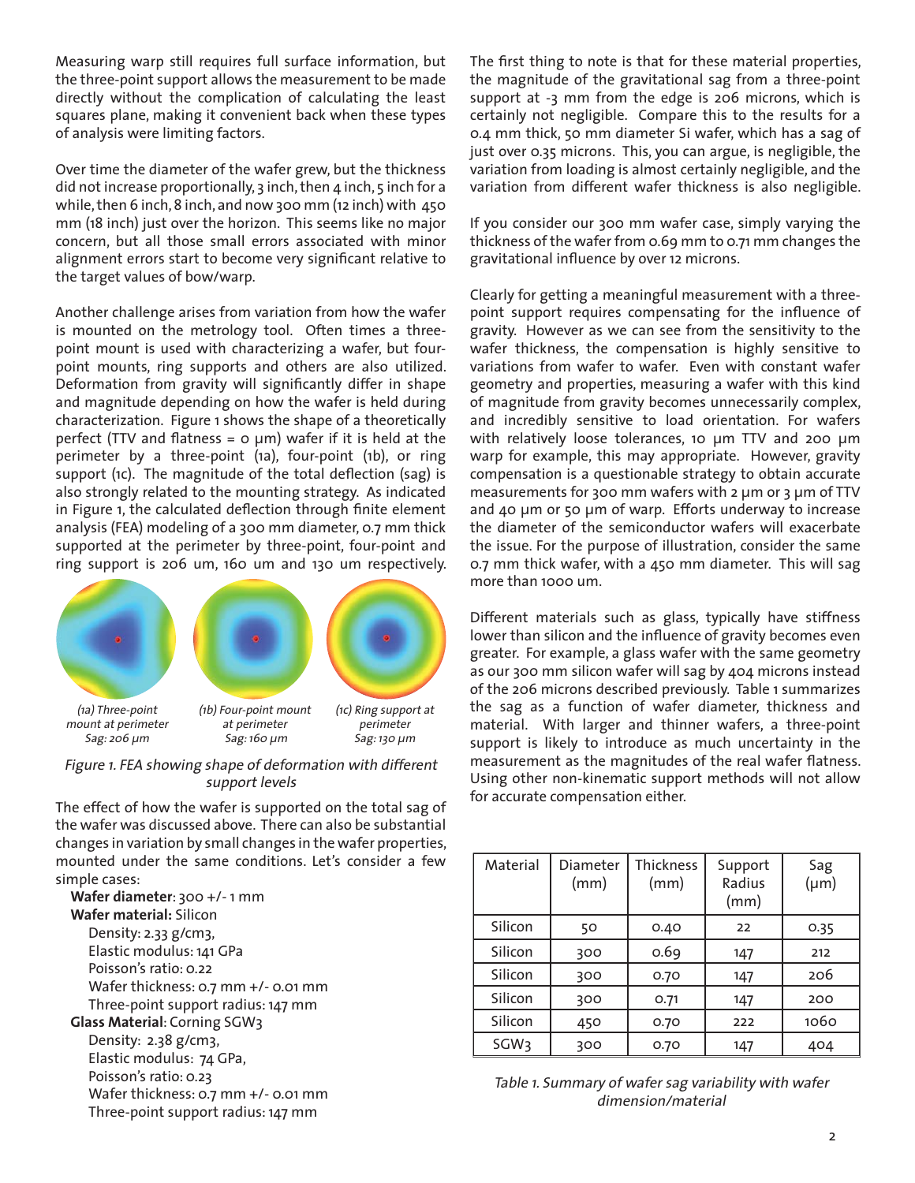Measuring warp still requires full surface information, but the three-point support allows the measurement to be made directly without the complication of calculating the least squares plane, making it convenient back when these types of analysis were limiting factors.

Over time the diameter of the wafer grew, but the thickness did not increase proportionally, 3 inch, then 4 inch, 5 inch for a while, then 6 inch, 8 inch, and now 300 mm (12 inch) with 450 mm (18 inch) just over the horizon. This seems like no major concern, but all those small errors associated with minor alignment errors start to become very significant relative to the target values of bow/warp.

Another challenge arises from variation from how the wafer is mounted on the metrology tool. Often times a three-point mount is used with characterizing a wafer, but four-point mounts, ring supports and others are also utilized. Deformation from gravity will significantly differ in shape and magnitude depending on how the wafer is held during characterization. Figure 1 shows the shape of a theoretically perfect (TTV and flatness = 0 µm) wafer if it is held at the perimeter by a three-point (1a), four-point (1b), or ring support (1c). The magnitude of the total deflection (sag) is also strongly related to the mounting strategy. As indicated in Figure 1, the calculated deflection through finite element analysis (FEA) modeling of a 300 mm diameter, 0.7 mm thick supported at the perimeter by three-point, four-point and ring support is 206 um, 160 um and 130 um respectively.

*(1a) Three-point mount at perimeter Sag: 206 µm*

*(1b) Four-point mount at perimeter Sag: 160 µm*

*(1c) Ring support at perimeter Sag: 130 µm*

*Figure 1. FEA showing shape of deformation with different support levels*

The effect of how the wafer is supported on the total sag of the wafer was discussed above. There can also be substantial changes in variation by small changes in the wafer properties, mounted under the same conditions. Let's consider a few simple cases:

**Wafer diameter**: 300 +/- 1 mm
**Wafer material:** Silicon
- Density: 2.33 g/cm3,
- Elastic modulus: 141 GPa
- Poisson's ratio: 0.22
- Wafer thickness: 0.7 mm +/- 0.01 mm
- Three-point support radius: 147 mm

**Glass Material**: Corning SGW3
- Density: 2.38 g/cm3,
- Elastic modulus: 74 GPa,
- Poisson's ratio: 0.23
- Wafer thickness: 0.7 mm +/- 0.01 mm
- Three-point support radius: 147 mm

The first thing to note is that for these material properties, the magnitude of the gravitational sag from a three-point support at -3 mm from the edge is 206 microns, which is certainly not negligible. Compare this to the results for a 0.4 mm thick, 50 mm diameter Si wafer, which has a sag of just over 0.35 microns. This, you can argue, is negligible, the variation from loading is almost certainly negligible, and the variation from different wafer thickness is also negligible.

If you consider our 300 mm wafer case, simply varying the thickness of the wafer from 0.69 mm to 0.71 mm changes the gravitational influence by over 12 microns.

Clearly for getting a meaningful measurement with a three-point support requires compensating for the influence of gravity. However as we can see from the sensitivity to the wafer thickness, the compensation is highly sensitive to variations from wafer to wafer. Even with constant wafer geometry and properties, measuring a wafer with this kind of magnitude from gravity becomes unnecessarily complex, and incredibly sensitive to load orientation. For wafers with relatively loose tolerances, 10 µm TTV and 200 µm warp for example, this may appropriate. However, gravity compensation is a questionable strategy to obtain accurate measurements for 300 mm wafers with 2 µm or 3 µm of TTV and 40 µm or 50 µm of warp. Efforts underway to increase the diameter of the semiconductor wafers will exacerbate the issue. For the purpose of illustration, consider the same 0.7 mm thick wafer, with a 450 mm diameter. This will sag more than 1000 um.

Different materials such as glass, typically have stiffness lower than silicon and the influence of gravity becomes even greater. For example, a glass wafer with the same geometry as our 300 mm silicon wafer will sag by 404 microns instead of the 206 microns described previously. Table 1 summarizes the sag as a function of wafer diameter, thickness and material. With larger and thinner wafers, a three-point support is likely to introduce as much uncertainty in the measurement as the magnitudes of the real wafer flatness. Using other non-kinematic support methods will not allow for accurate compensation either.

| Material | Diameter (mm) | Thickness (mm) | Support Radius (mm) | Sag (µm) |
|---|---|---|---|---|
| Silicon | 50 | 0.40 | 22 | 0.35 |
| Silicon | 300 | 0.69 | 147 | 212 |
| Silicon | 300 | 0.70 | 147 | 206 |
| Silicon | 300 | 0.71 | 147 | 200 |
| Silicon | 450 | 0.70 | 222 | 1060 |
| SGW3 | 300 | 0.70 | 147 | 404 |

*Table 1. Summary of wafer sag variability with wafer dimension/material*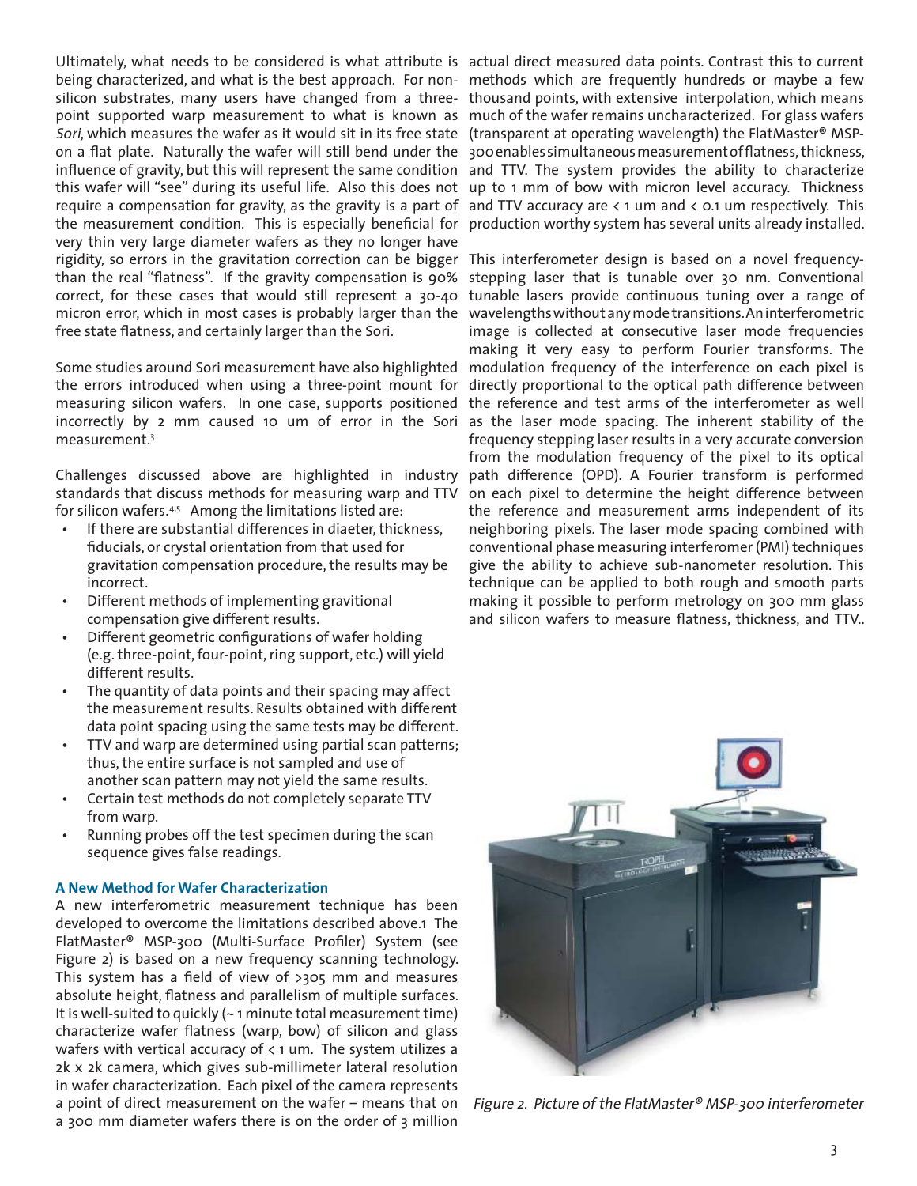Ultimately, what needs to be considered is what attribute is being characterized, and what is the best approach. For non-silicon substrates, many users have changed from a three-point supported warp measurement to what is known as *Sori*, which measures the wafer as it would sit in its free state on a flat plate. Naturally the wafer will still bend under the influence of gravity, but this will represent the same condition this wafer will "see" during its useful life. Also this does not require a compensation for gravity, as the gravity is a part of the measurement condition. This is especially beneficial for very thin very large diameter wafers as they no longer have rigidity, so errors in the gravitation correction can be bigger than the real "flatness". If the gravity compensation is 90% correct, for these cases that would still represent a 30-40 micron error, which in most cases is probably larger than the free state flatness, and certainly larger than the Sori.

Some studies around Sori measurement have also highlighted the errors introduced when using a three-point mount for measuring silicon wafers. In one case, supports positioned incorrectly by 2 mm caused 10 um of error in the Sori measurement.[3]

Challenges discussed above are highlighted in industry standards that discuss methods for measuring warp and TTV for silicon wafers.[4,5] Among the limitations listed are:

- If there are substantial differences in diaeter, thickness, fiducials, or crystal orientation from that used for gravitation compensation procedure, the results may be incorrect.
- Different methods of implementing gravitional compensation give different results.
- Different geometric configurations of wafer holding (e.g. three-point, four-point, ring support, etc.) will yield different results.
- The quantity of data points and their spacing may affect the measurement results. Results obtained with different data point spacing using the same tests may be different.
- TTV and warp are determined using partial scan patterns; thus, the entire surface is not sampled and use of another scan pattern may not yield the same results.
- Certain test methods do not completely separate TTV from warp.
- Running probes off the test specimen during the scan sequence gives false readings.

**A New Method for Wafer Characterization**

A new interferometric measurement technique has been developed to overcome the limitations described above.1 The FlatMaster® MSP-300 (Multi-Surface Profiler) System (see Figure 2) is based on a new frequency scanning technology. This system has a field of view of >305 mm and measures absolute height, flatness and parallelism of multiple surfaces. It is well-suited to quickly (~ 1 minute total measurement time) characterize wafer flatness (warp, bow) of silicon and glass wafers with vertical accuracy of < 1 um. The system utilizes a 2k x 2k camera, which gives sub-millimeter lateral resolution in wafer characterization. Each pixel of the camera represents a point of direct measurement on the wafer – means that on a 300 mm diameter wafers there is on the order of 3 million actual direct measured data points. Contrast this to current methods which are frequently hundreds or maybe a few thousand points, with extensive interpolation, which means much of the wafer remains uncharacterized. For glass wafers (transparent at operating wavelength) the FlatMaster® MSP-300 enables simultaneous measurement of flatness, thickness, and TTV. The system provides the ability to characterize up to 1 mm of bow with micron level accuracy. Thickness and TTV accuracy are < 1 um and < 0.1 um respectively. This production worthy system has several units already installed.

This interferometer design is based on a novel frequency-stepping laser that is tunable over 30 nm. Conventional tunable lasers provide continuous tuning over a range of wavelengths without any mode transitions. An interferometric image is collected at consecutive laser mode frequencies making it very easy to perform Fourier transforms. The modulation frequency of the interference on each pixel is directly proportional to the optical path difference between the reference and test arms of the interferometer as well as the laser mode spacing. The inherent stability of the frequency stepping laser results in a very accurate conversion from the modulation frequency of the pixel to its optical path difference (OPD). A Fourier transform is performed on each pixel to determine the height difference between the reference and measurement arms independent of its neighboring pixels. The laser mode spacing combined with conventional phase measuring interferomer (PMI) techniques give the ability to achieve sub-nanometer resolution. This technique can be applied to both rough and smooth parts making it possible to perform metrology on 300 mm glass and silicon wafers to measure flatness, thickness, and TTV..

*Figure 2. Picture of the FlatMaster® MSP-300 interferometer*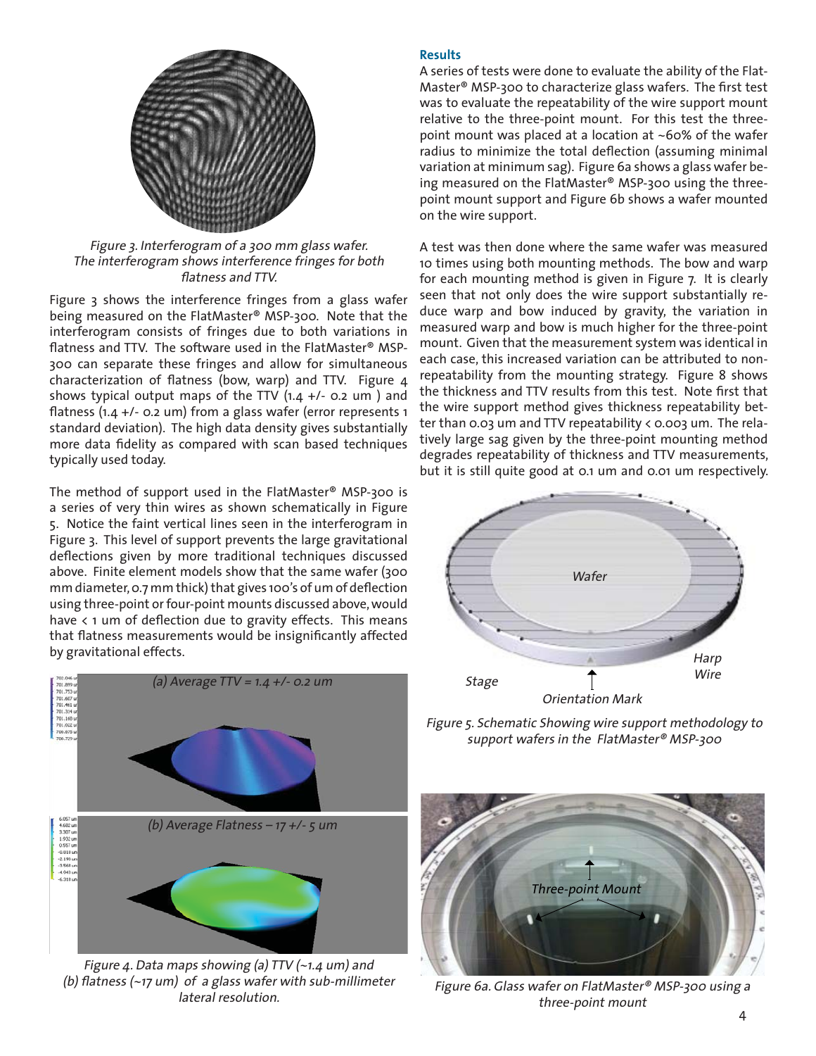*Figure 3. Interferogram of a 300 mm glass wafer. The interferogram shows interference fringes for both flatness and TTV.*

Figure 3 shows the interference fringes from a glass wafer being measured on the FlatMaster® MSP-300. Note that the interferogram consists of fringes due to both variations in flatness and TTV. The software used in the FlatMaster® MSP-300 can separate these fringes and allow for simultaneous characterization of flatness (bow, warp) and TTV. Figure 4 shows typical output maps of the TTV (1.4 +/- 0.2 um ) and flatness (1.4 +/- 0.2 um) from a glass wafer (error represents 1 standard deviation). The high data density gives substantially more data fidelity as compared with scan based techniques typically used today.

The method of support used in the FlatMaster® MSP-300 is a series of very thin wires as shown schematically in Figure 5. Notice the faint vertical lines seen in the interferogram in Figure 3. This level of support prevents the large gravitational deflections given by more traditional techniques discussed above. Finite element models show that the same wafer (300 mm diameter, 0.7 mm thick) that gives 100's of um of deflection using three-point or four-point mounts discussed above, would have < 1 um of deflection due to gravity effects. This means that flatness measurements would be insignificantly affected by gravitational effects.

(a) Average TTV = 1.4 +/- 0.2 um

(b) Average Flatness – 17 +/- 5 um

*Figure 4. Data maps showing (a) TTV (~1.4 um) and (b) flatness (~17 um) of a glass wafer with sub-millimeter lateral resolution.*

## Results

A series of tests were done to evaluate the ability of the FlatMaster® MSP-300 to characterize glass wafers. The first test was to evaluate the repeatability of the wire support mount relative to the three-point mount. For this test the three-point mount was placed at a location at ~60% of the wafer radius to minimize the total deflection (assuming minimal variation at minimum sag). Figure 6a shows a glass wafer being measured on the FlatMaster® MSP-300 using the three-point mount support and Figure 6b shows a wafer mounted on the wire support.

A test was then done where the same wafer was measured 10 times using both mounting methods. The bow and warp for each mounting method is given in Figure 7. It is clearly seen that not only does the wire support substantially reduce warp and bow induced by gravity, the variation in measured warp and bow is much higher for the three-point mount. Given that the measurement system was identical in each case, this increased variation can be attributed to non-repeatability from the mounting strategy. Figure 8 shows the thickness and TTV results from this test. Note first that the wire support method gives thickness repeatability better than 0.03 um and TTV repeatability < 0.003 um. The relatively large sag given by the three-point mounting method degrades repeatability of thickness and TTV measurements, but it is still quite good at 0.1 um and 0.01 um respectively.

Wafer

Stage

Harp Wire

Orientation Mark

*Figure 5. Schematic Showing wire support methodology to support wafers in the FlatMaster® MSP-300*

Three-point Mount

*Figure 6a. Glass wafer on FlatMaster® MSP-300 using a three-point mount*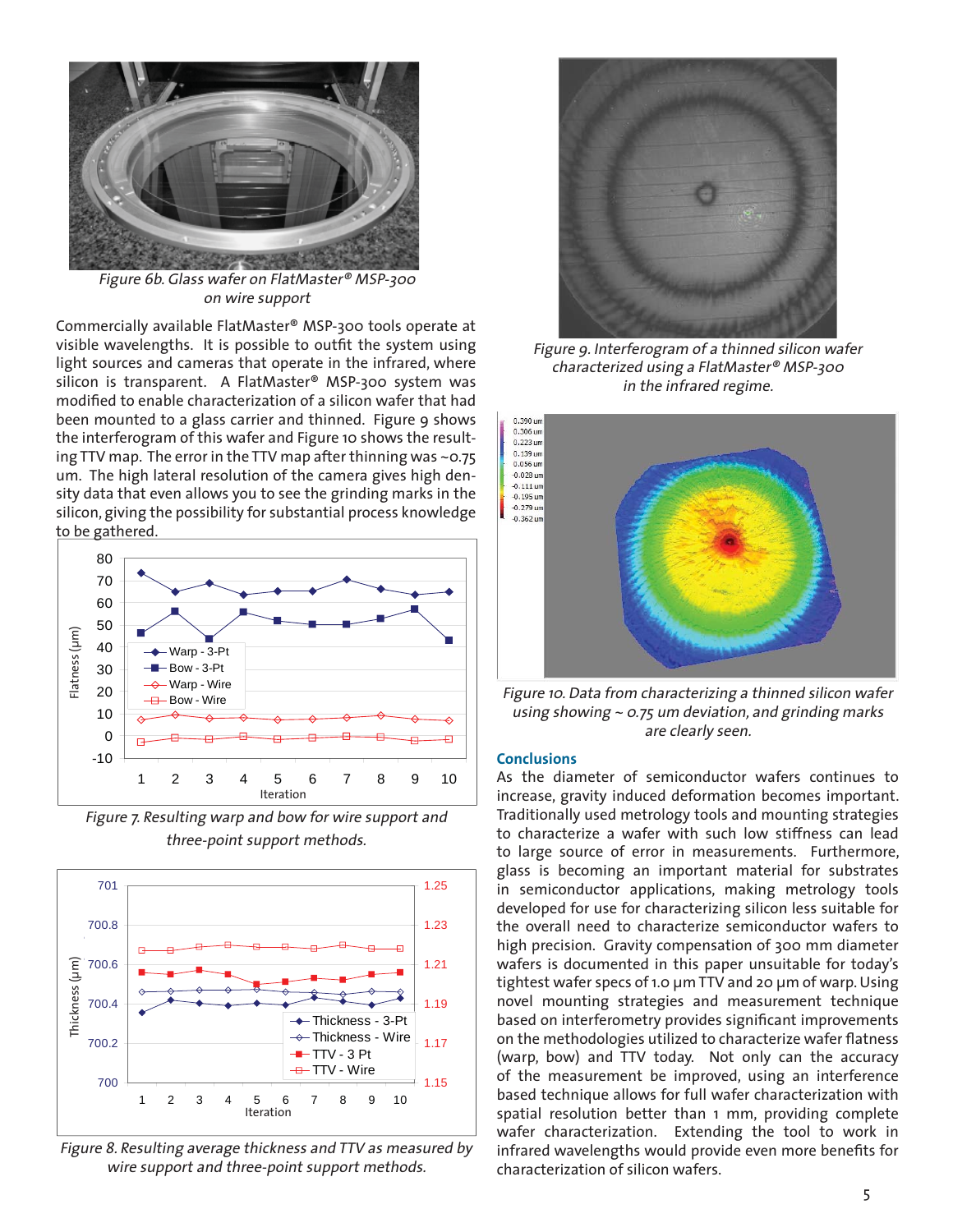*Figure 6b. Glass wafer on FlatMaster® MSP-300 on wire support*

Commercially available FlatMaster® MSP-300 tools operate at visible wavelengths. It is possible to outfit the system using light sources and cameras that operate in the infrared, where silicon is transparent. A FlatMaster® MSP-300 system was modified to enable characterization of a silicon wafer that had been mounted to a glass carrier and thinned. Figure 9 shows the interferogram of this wafer and Figure 10 shows the resulting TTV map. The error in the TTV map after thinning was ~0.75 um. The high lateral resolution of the camera gives high density data that even allows you to see the grinding marks in the silicon, giving the possibility for substantial process knowledge to be gathered.

*Figure 7. Resulting warp and bow for wire support and three-point support methods.*

*Figure 8. Resulting average thickness and TTV as measured by wire support and three-point support methods.*

*Figure 9. Interferogram of a thinned silicon wafer characterized using a FlatMaster® MSP-300 in the infrared regime.*

*Figure 10. Data from characterizing a thinned silicon wafer using showing ~ 0.75 um deviation, and grinding marks are clearly seen.*

## Conclusions

As the diameter of semiconductor wafers continues to increase, gravity induced deformation becomes important. Traditionally used metrology tools and mounting strategies to characterize a wafer with such low stiffness can lead to large source of error in measurements. Furthermore, glass is becoming an important material for substrates in semiconductor applications, making metrology tools developed for use for characterizing silicon less suitable for the overall need to characterize semiconductor wafers to high precision. Gravity compensation of 300 mm diameter wafers is documented in this paper unsuitable for today's tightest wafer specs of 1.0 µm TTV and 20 µm of warp. Using novel mounting strategies and measurement technique based on interferometry provides significant improvements on the methodologies utilized to characterize wafer flatness (warp, bow) and TTV today. Not only can the accuracy of the measurement be improved, using an interference based technique allows for full wafer characterization with spatial resolution better than 1 mm, providing complete wafer characterization. Extending the tool to work in infrared wavelengths would provide even more benefits for characterization of silicon wafers.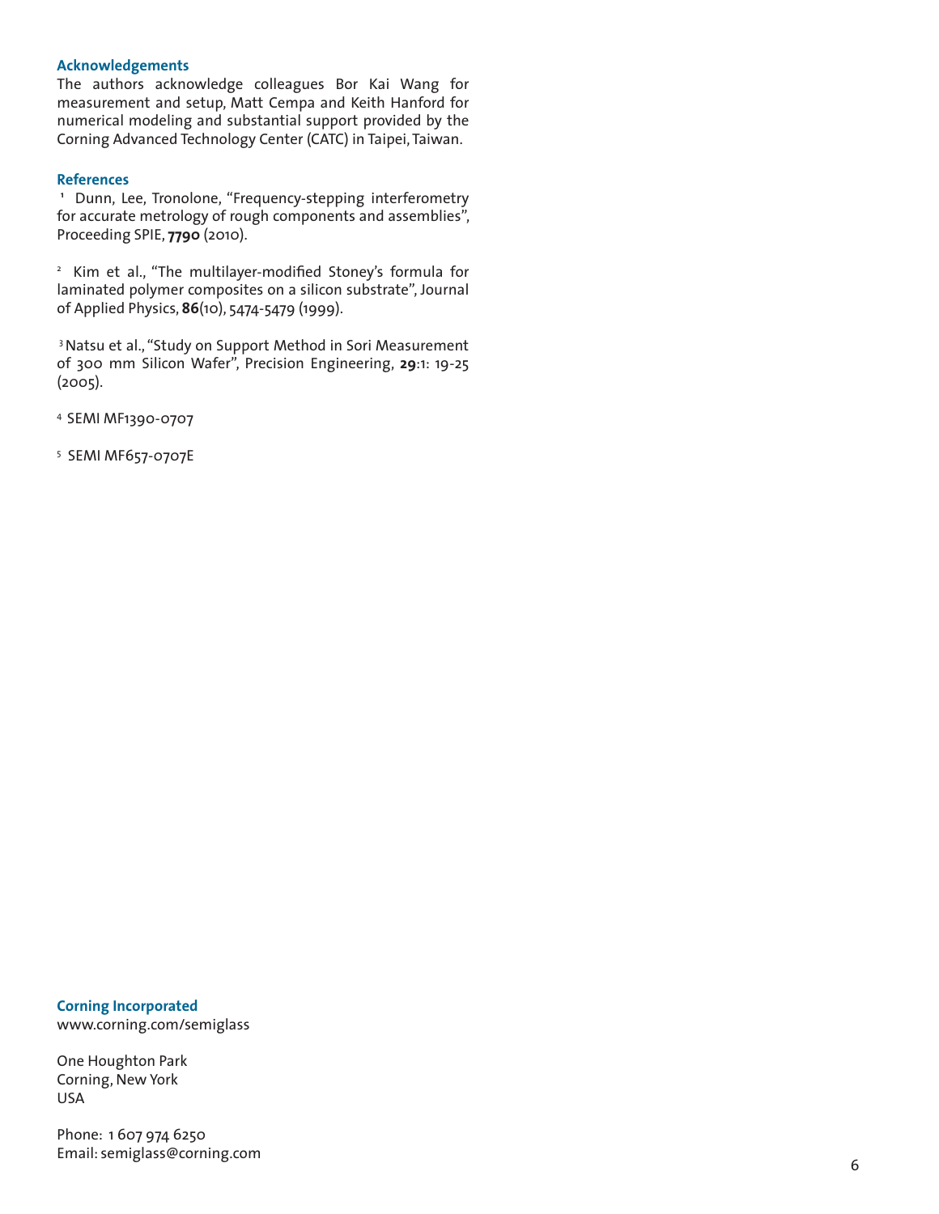### Acknowledgements

The authors acknowledge colleagues Bor Kai Wang for measurement and setup, Matt Cempa and Keith Hanford for numerical modeling and substantial support provided by the Corning Advanced Technology Center (CATC) in Taipei, Taiwan.

### References

[1] Dunn, Lee, Tronolone, "Frequency-stepping interferometry for accurate metrology of rough components and assemblies", Proceeding SPIE, **7790** (2010).

[2] Kim et al., "The multilayer-modified Stoney's formula for laminated polymer composites on a silicon substrate", Journal of Applied Physics, **86**(10), 5474-5479 (1999).

[3] Natsu et al., "Study on Support Method in Sori Measurement of 300 mm Silicon Wafer", Precision Engineering, **29**:1: 19-25 (2005).

[4] SEMI MF1390-0707

[5] SEMI MF657-0707E

**Corning Incorporated**
www.corning.com/semiglass

One Houghton Park
Corning, New York
USA

Phone: 1 607 974 6250
Email: semiglass@corning.com